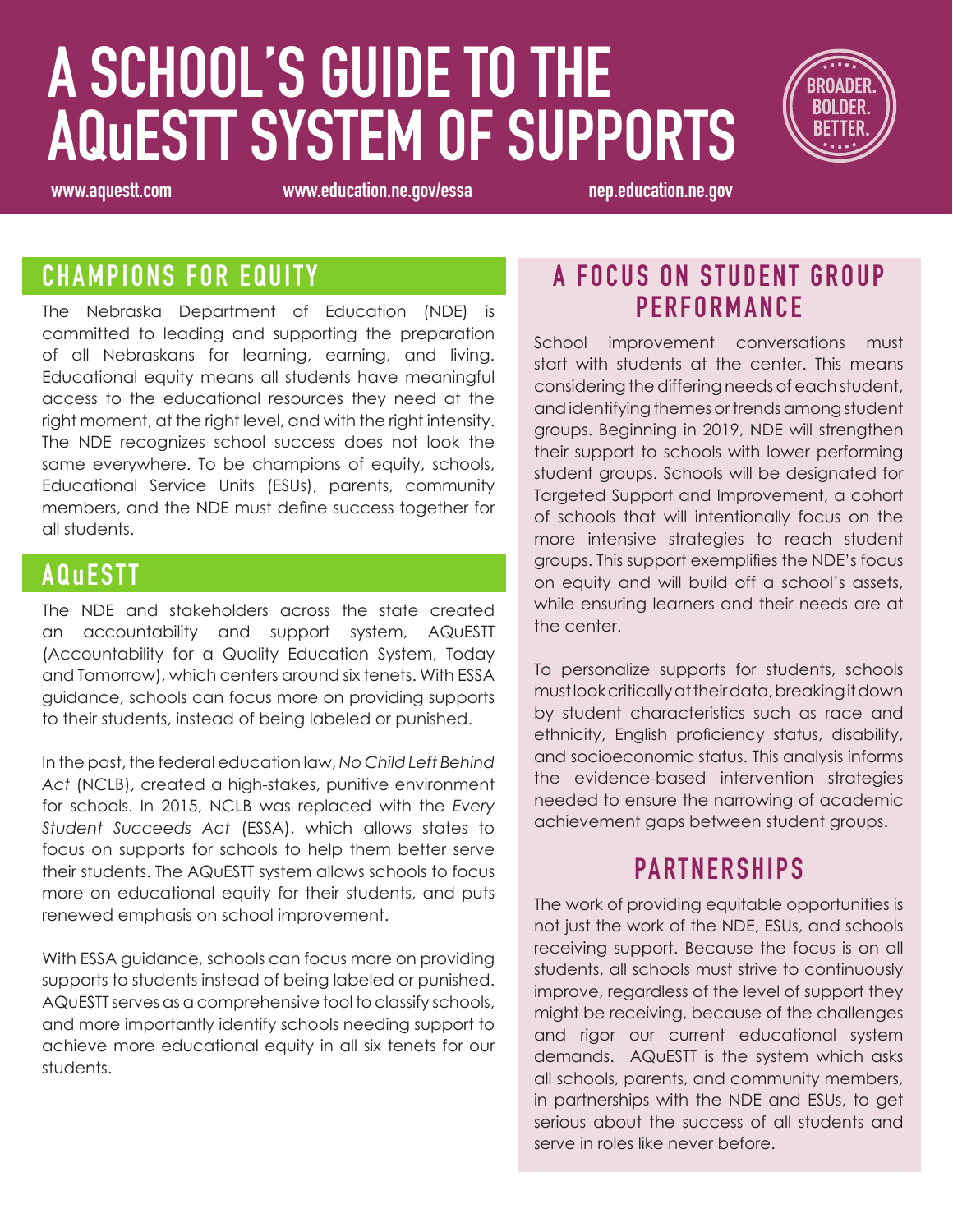# A SCHOOL'S GUIDE TO THE AQuESTT SYSTEM OF SUPPORTS

BROADER. BOLDER. BETTER.

www.aquestt.com www.education.ne.gov/essa nep.education.ne.gov

## CHAMPIONS FOR EQUITY

The Nebraska Department of Education (NDE) is committed to leading and supporting the preparation of all Nebraskans for learning, earning, and living. Educational equity means all students have meaningful access to the educational resources they need at the right moment, at the right level, and with the right intensity. The NDE recognizes school success does not look the same everywhere. To be champions of equity, schools, Educational Service Units (ESUs), parents, community members, and the NDE must define success together for all students.

## AQuESTT

The NDE and stakeholders across the state created an accountability and support system, AQuESTT (Accountability for a Quality Education System, Today and Tomorrow), which centers around six tenets. With ESSA guidance, schools can focus more on providing supports to their students, instead of being labeled or punished.

In the past, the federal education law, *No Child Left Behind Act* (NCLB), created a high-stakes, punitive environment for schools. In 2015, NCLB was replaced with the *Every Student Succeeds Act* (ESSA), which allows states to focus on supports for schools to help them better serve their students. The AQuESTT system allows schools to focus more on educational equity for their students, and puts renewed emphasis on school improvement.

With ESSA guidance, schools can focus more on providing supports to students instead of being labeled or punished. AQuESTT serves as a comprehensive tool to classify schools, and more importantly identify schools needing support to achieve more educational equity in all six tenets for our students.

## A FOCUS ON STUDENT GROUP PERFORMANCE

School improvement conversations must start with students at the center. This means considering the differing needs of each student, and identifying themes or trends among student groups. Beginning in 2019, NDE will strengthen their support to schools with lower performing student groups. Schools will be designated for Targeted Support and Improvement, a cohort of schools that will intentionally focus on the more intensive strategies to reach student groups. This support exemplifies the NDE's focus on equity and will build off a school's assets, while ensuring learners and their needs are at the center.

To personalize supports for students, schools must look critically at their data, breaking it down by student characteristics such as race and ethnicity, English proficiency status, disability, and socioeconomic status. This analysis informs the evidence-based intervention strategies needed to ensure the narrowing of academic achievement gaps between student groups.

## PARTNERSHIPS

The work of providing equitable opportunities is not just the work of the NDE, ESUs, and schools receiving support. Because the focus is on all students, all schools must strive to continuously improve, regardless of the level of support they might be receiving, because of the challenges and rigor our current educational system demands. AQuESTT is the system which asks all schools, parents, and community members, in partnerships with the NDE and ESUs, to get serious about the success of all students and serve in roles like never before.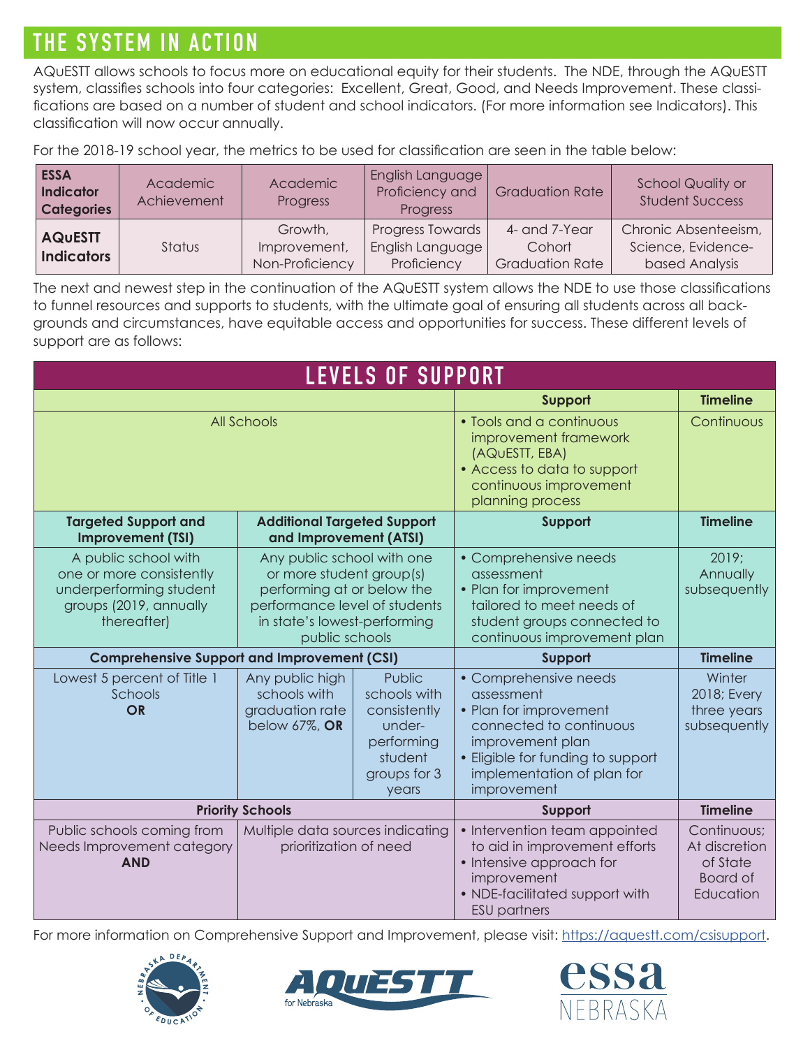## THE SYSTEM IN ACTION

AQuESTT allows schools to focus more on educational equity for their students. The NDE, through the AQuESTT system, classifies schools into four categories: Excellent, Great, Good, and Needs Improvement. These classifications are based on a number of student and school indicators. (For more information see Indicators). This classification will now occur annually.

For the 2018-19 school year, the metrics to be used for classification are seen in the table below:

| **ESSA Indicator Categories** | Academic Achievement | Academic Progress | English Language Proficiency and Progress | Graduation Rate | School Quality or Student Success |
|---|---|---|---|---|---|
| **AQuESTT Indicators** | Status | Growth, Improvement, Non-Proficiency | Progress Towards English Language Proficiency | 4- and 7-Year Cohort Graduation Rate | Chronic Absenteeism, Science, Evidence-based Analysis |

The next and newest step in the continuation of the AQuESTT system allows the NDE to use those classifications to funnel resources and supports to students, with the ultimate goal of ensuring all students across all backgrounds and circumstances, have equitable access and opportunities for success. These different levels of support are as follows:

## LEVELS OF SUPPORT

| | | | Support | Timeline |
|---|---|---|---|---|
| All Schools | | | • Tools and a continuous improvement framework (AQuESTT, EBA)<br>• Access to data to support continuous improvement planning process | Continuous |
| **Targeted Support and Improvement (TSI)** | **Additional Targeted Support and Improvement (ATSI)** | | **Support** | **Timeline** |
| A public school with one or more consistently underperforming student groups (2019, annually thereafter) | Any public school with one or more student group(s) performing at or below the performance level of students in state's lowest-performing public schools | | • Comprehensive needs assessment<br>• Plan for improvement tailored to meet needs of student groups connected to continuous improvement plan | 2019; Annually subsequently |
| **Comprehensive Support and Improvement (CSI)** | | | **Support** | **Timeline** |
| Lowest 5 percent of Title 1 Schools **OR** | Any public high schools with graduation rate below 67%, **OR** | Public schools with consistently under-performing student groups for 3 years | • Comprehensive needs assessment<br>• Plan for improvement connected to continuous improvement plan<br>• Eligible for funding to support implementation of plan for improvement | Winter 2018; Every three years subsequently |
| **Priority Schools** | | | **Support** | **Timeline** |
| Public schools coming from Needs Improvement category **AND** | Multiple data sources indicating prioritization of need | | • Intervention team appointed to aid in improvement efforts<br>• Intensive approach for improvement<br>• NDE-facilitated support with ESU partners | Continuous; At discretion of State Board of Education |

For more information on Comprehensive Support and Improvement, please visit: https://aquestt.com/csisupport.